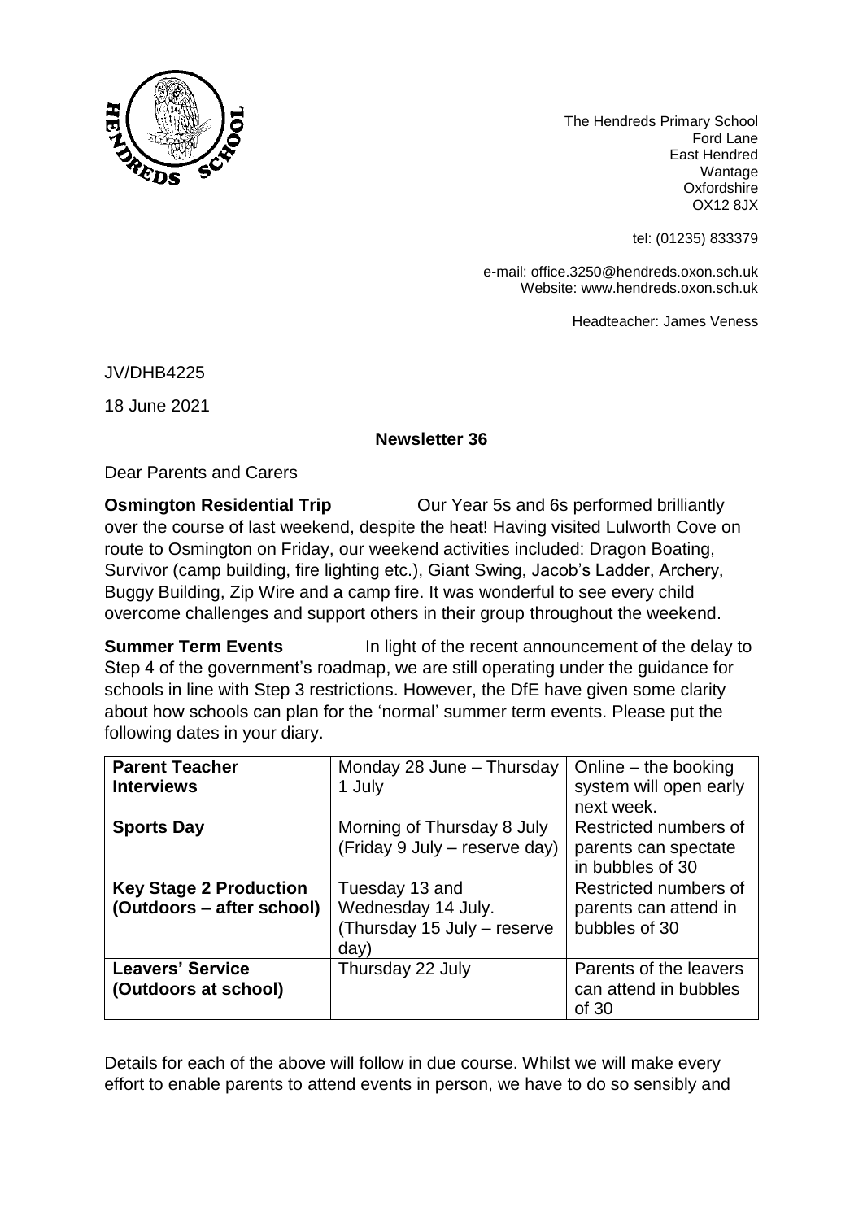The Hendreds Primary School
Ford Lane
East Hendred
Wantage
Oxfordshire
OX12 8JX

tel: (01235) 833379

e-mail: office.3250@hendreds.oxon.sch.uk
Website: www.hendreds.oxon.sch.uk

Headteacher: James Veness

JV/DHB4225

18 June 2021

**Newsletter 36**

Dear Parents and Carers

**Osmington Residential Trip** Our Year 5s and 6s performed brilliantly over the course of last weekend, despite the heat! Having visited Lulworth Cove on route to Osmington on Friday, our weekend activities included: Dragon Boating, Survivor (camp building, fire lighting etc.), Giant Swing, Jacob's Ladder, Archery, Buggy Building, Zip Wire and a camp fire. It was wonderful to see every child overcome challenges and support others in their group throughout the weekend.

**Summer Term Events** In light of the recent announcement of the delay to Step 4 of the government's roadmap, we are still operating under the guidance for schools in line with Step 3 restrictions. However, the DfE have given some clarity about how schools can plan for the 'normal' summer term events. Please put the following dates in your diary.

| Event | Date | Details |
|---|---|---|
| **Parent Teacher Interviews** | Monday 28 June – Thursday 1 July | Online – the booking system will open early next week. |
| **Sports Day** | Morning of Thursday 8 July (Friday 9 July – reserve day) | Restricted numbers of parents can spectate in bubbles of 30 |
| **Key Stage 2 Production (Outdoors – after school)** | Tuesday 13 and Wednesday 14 July. (Thursday 15 July – reserve day) | Restricted numbers of parents can attend in bubbles of 30 |
| **Leavers' Service (Outdoors at school)** | Thursday 22 July | Parents of the leavers can attend in bubbles of 30 |

Details for each of the above will follow in due course. Whilst we will make every effort to enable parents to attend events in person, we have to do so sensibly and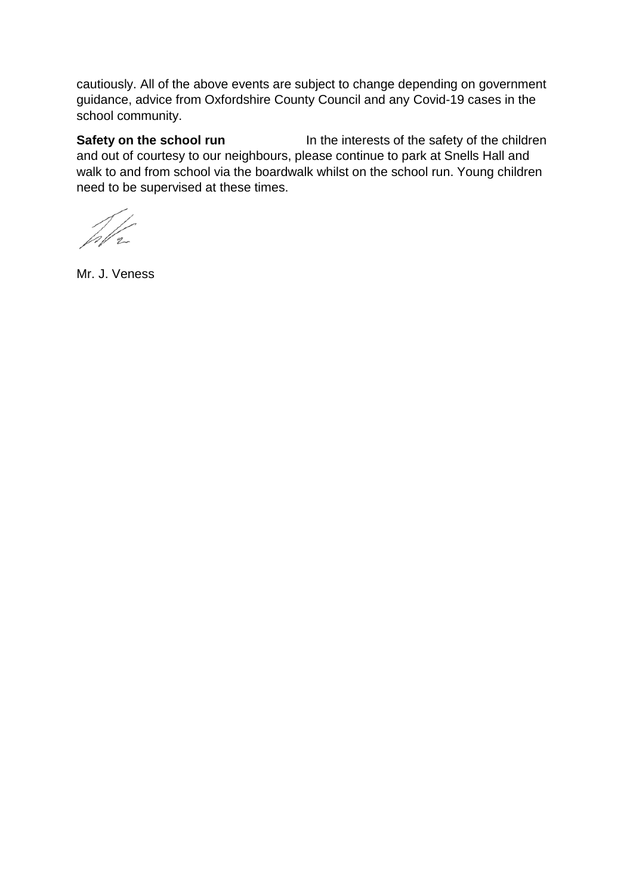cautiously. All of the above events are subject to change depending on government guidance, advice from Oxfordshire County Council and any Covid-19 cases in the school community.

**Safety on the school run** In the interests of the safety of the children and out of courtesy to our neighbours, please continue to park at Snells Hall and walk to and from school via the boardwalk whilst on the school run. Young children need to be supervised at these times.

Mr. J. Veness